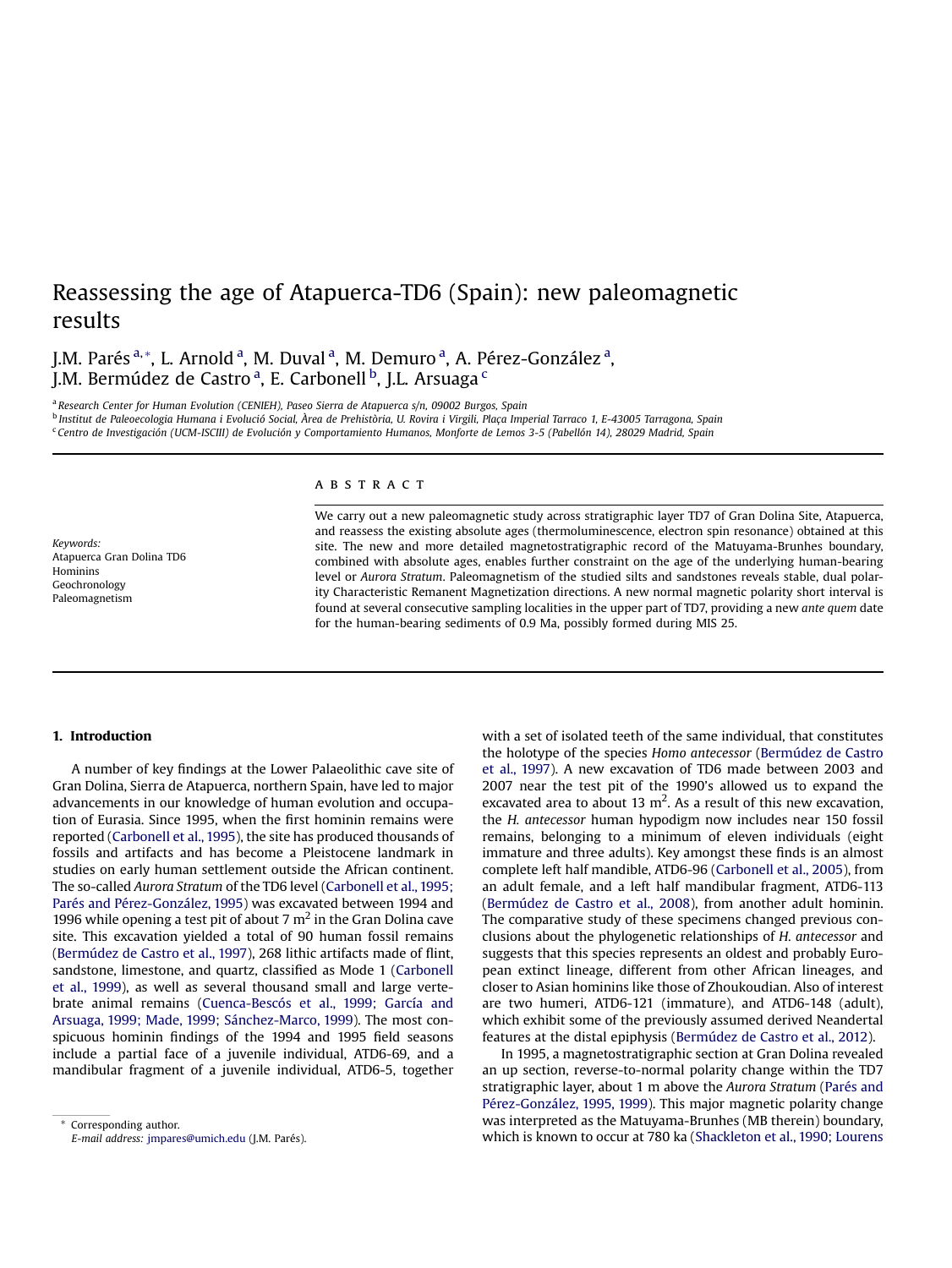# Reassessing the age of Atapuerca-TD6 (Spain): new paleomagnetic results

J.M. Parés [a,*], L. Arnold [a], M. Duval [a], M. Demuro [a], A. Pérez-González [a], J.M. Bermúdez de Castro [a], E. Carbonell [b], J.L. Arsuaga [c]

[a] Research Center for Human Evolution (CENIEH), Paseo Sierra de Atapuerca s/n, 09002 Burgos, Spain

[b] Institut de Paleoecologia Humana i Evolució Social, Àrea de Prehistòria, U. Rovira i Virgili, Plaça Imperial Tarraco 1, E-43005 Tarragona, Spain

[c] Centro de Investigación (UCM-ISCIII) de Evolución y Comportamiento Humanos, Monforte de Lemos 3-5 (Pabellón 14), 28029 Madrid, Spain

*Keywords:*
Atapuerca Gran Dolina TD6
Hominins
Geochronology
Paleomagnetism

## ABSTRACT

We carry out a new paleomagnetic study across stratigraphic layer TD7 of Gran Dolina Site, Atapuerca, and reassess the existing absolute ages (thermoluminescence, electron spin resonance) obtained at this site. The new and more detailed magnetostratigraphic record of the Matuyama-Brunhes boundary, combined with absolute ages, enables further constraint on the age of the underlying human-bearing level or *Aurora Stratum*. Paleomagnetism of the studied silts and sandstones reveals stable, dual polarity Characteristic Remanent Magnetization directions. A new normal magnetic polarity short interval is found at several consecutive sampling localities in the upper part of TD7, providing a new *ante quem* date for the human-bearing sediments of 0.9 Ma, possibly formed during MIS 25.

## 1. Introduction

A number of key findings at the Lower Palaeolithic cave site of Gran Dolina, Sierra de Atapuerca, northern Spain, have led to major advancements in our knowledge of human evolution and occupation of Eurasia. Since 1995, when the first hominin remains were reported (Carbonell et al., 1995), the site has produced thousands of fossils and artifacts and has become a Pleistocene landmark in studies on early human settlement outside the African continent. The so-called *Aurora Stratum* of the TD6 level (Carbonell et al., 1995; Parés and Pérez-González, 1995) was excavated between 1994 and 1996 while opening a test pit of about 7 m$^2$ in the Gran Dolina cave site. This excavation yielded a total of 90 human fossil remains (Bermúdez de Castro et al., 1997), 268 lithic artifacts made of flint, sandstone, limestone, and quartz, classified as Mode 1 (Carbonell et al., 1999), as well as several thousand small and large vertebrate animal remains (Cuenca-Bescós et al., 1999; García and Arsuaga, 1999; Made, 1999; Sánchez-Marco, 1999). The most conspicuous hominin findings of the 1994 and 1995 field seasons include a partial face of a juvenile individual, ATD6-69, and a mandibular fragment of a juvenile individual, ATD6-5, together with a set of isolated teeth of the same individual, that constitutes the holotype of the species *Homo antecessor* (Bermúdez de Castro et al., 1997). A new excavation of TD6 made between 2003 and 2007 near the test pit of the 1990's allowed us to expand the excavated area to about 13 m$^2$. As a result of this new excavation, the *H. antecessor* human hypodigm now includes near 150 fossil remains, belonging to a minimum of eleven individuals (eight immature and three adults). Key amongst these finds is an almost complete left half mandible, ATD6-96 (Carbonell et al., 2005), from an adult female, and a left half mandibular fragment, ATD6-113 (Bermúdez de Castro et al., 2008), from another adult hominin. The comparative study of these specimens changed previous conclusions about the phylogenetic relationships of *H. antecessor* and suggests that this species represents an oldest and probably European extinct lineage, different from other African lineages, and closer to Asian hominins like those of Zhoukoudian. Also of interest are two humeri, ATD6-121 (immature), and ATD6-148 (adult), which exhibit some of the previously assumed derived Neandertal features at the distal epiphysis (Bermúdez de Castro et al., 2012).

In 1995, a magnetostratigraphic section at Gran Dolina revealed an up section, reverse-to-normal polarity change within the TD7 stratigraphic layer, about 1 m above the *Aurora Stratum* (Parés and Pérez-González, 1995, 1999). This major magnetic polarity change was interpreted as the Matuyama-Brunhes (MB therein) boundary, which is known to occur at 780 ka (Shackleton et al., 1990; Lourens

* Corresponding author.
*E-mail address:* jmpares@umich.edu (J.M. Parés).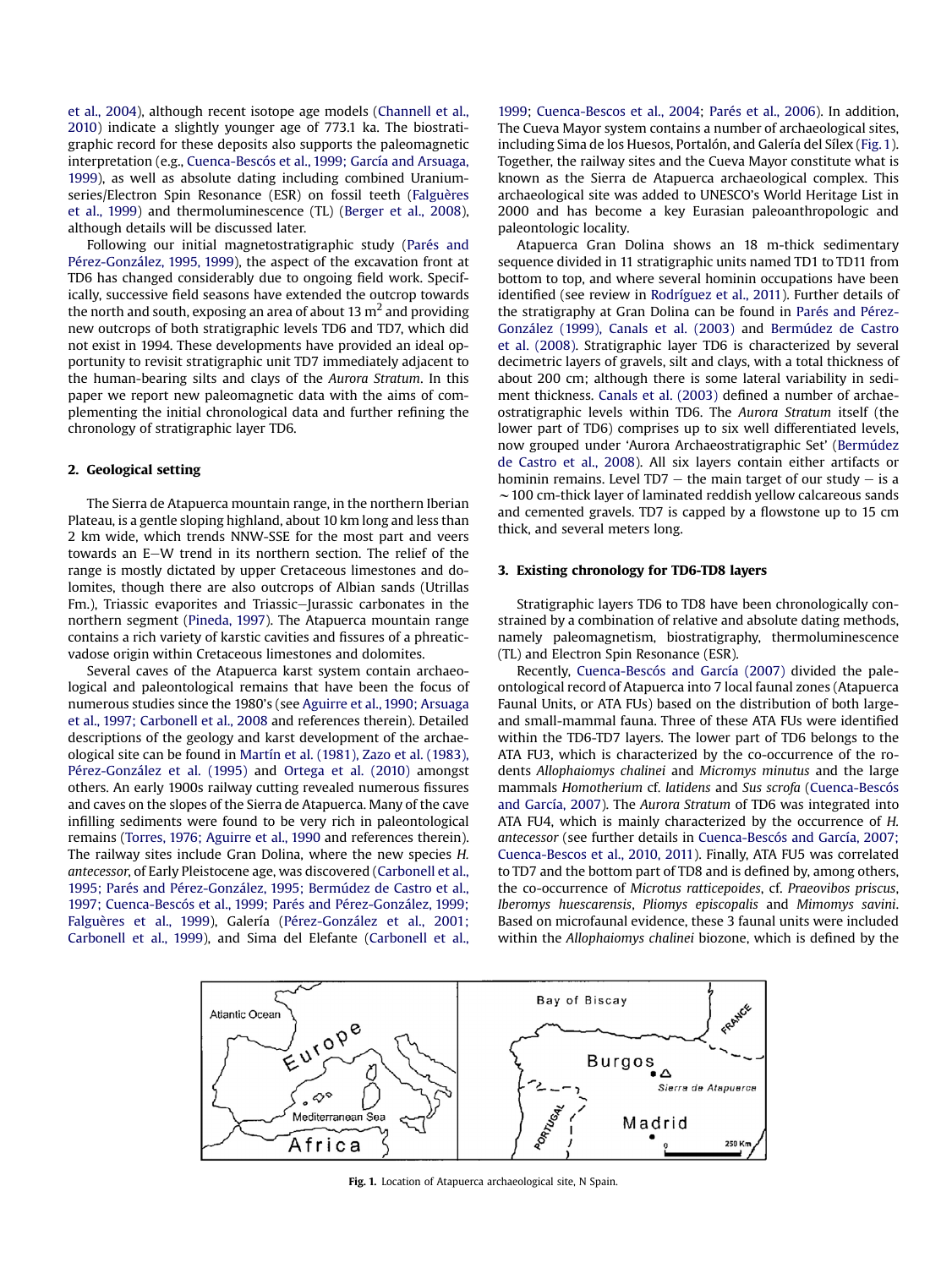et al., 2004), although recent isotope age models (Channell et al., 2010) indicate a slightly younger age of 773.1 ka. The biostratigraphic record for these deposits also supports the paleomagnetic interpretation (e.g., Cuenca-Bescós et al., 1999; García and Arsuaga, 1999), as well as absolute dating including combined Uranium-series/Electron Spin Resonance (ESR) on fossil teeth (Falguères et al., 1999) and thermoluminescence (TL) (Berger et al., 2008), although details will be discussed later.

Following our initial magnetostratigraphic study (Parés and Pérez-González, 1995, 1999), the aspect of the excavation front at TD6 has changed considerably due to ongoing field work. Specifically, successive field seasons have extended the outcrop towards the north and south, exposing an area of about 13 m$^2$ and providing new outcrops of both stratigraphic levels TD6 and TD7, which did not exist in 1994. These developments have provided an ideal opportunity to revisit stratigraphic unit TD7 immediately adjacent to the human-bearing silts and clays of the *Aurora Stratum*. In this paper we report new paleomagnetic data with the aims of complementing the initial chronological data and further refining the chronology of stratigraphic layer TD6.

## 2. Geological setting

The Sierra de Atapuerca mountain range, in the northern Iberian Plateau, is a gentle sloping highland, about 10 km long and less than 2 km wide, which trends NNW-SSE for the most part and veers towards an E–W trend in its northern section. The relief of the range is mostly dictated by upper Cretaceous limestones and dolomites, though there are also outcrops of Albian sands (Utrillas Fm.), Triassic evaporites and Triassic–Jurassic carbonates in the northern segment (Pineda, 1997). The Atapuerca mountain range contains a rich variety of karstic cavities and fissures of a phreatic-vadose origin within Cretaceous limestones and dolomites.

Several caves of the Atapuerca karst system contain archaeological and paleontological remains that have been the focus of numerous studies since the 1980's (see Aguirre et al., 1990; Arsuaga et al., 1997; Carbonell et al., 2008 and references therein). Detailed descriptions of the geology and karst development of the archaeological site can be found in Martín et al. (1981), Zazo et al. (1983), Pérez-González et al. (1995) and Ortega et al. (2010) amongst others. An early 1900s railway cutting revealed numerous fissures and caves on the slopes of the Sierra de Atapuerca. Many of the cave infilling sediments were found to be very rich in paleontological remains (Torres, 1976; Aguirre et al., 1990 and references therein). The railway sites include Gran Dolina, where the new species *H. antecessor*, of Early Pleistocene age, was discovered (Carbonell et al., 1995; Parés and Pérez-González, 1995; Bermúdez de Castro et al., 1997; Cuenca-Bescós et al., 1999; Parés and Pérez-González, 1999; Falguères et al., 1999), Galería (Pérez-González et al., 2001; Carbonell et al., 1999), and Sima del Elefante (Carbonell et al., 1999; Cuenca-Bescos et al., 2004; Parés et al., 2006). In addition, The Cueva Mayor system contains a number of archaeological sites, including Sima de los Huesos, Portalón, and Galería del Sílex (Fig. 1). Together, the railway sites and the Cueva Mayor constitute what is known as the Sierra de Atapuerca archaeological complex. This archaeological site was added to UNESCO's World Heritage List in 2000 and has become a key Eurasian paleoanthropologic and paleontologic locality.

Atapuerca Gran Dolina shows an 18 m-thick sedimentary sequence divided in 11 stratigraphic units named TD1 to TD11 from bottom to top, and where several hominin occupations have been identified (see review in Rodríguez et al., 2011). Further details of the stratigraphy at Gran Dolina can be found in Parés and Pérez-González (1999), Canals et al. (2003) and Bermúdez de Castro et al. (2008). Stratigraphic layer TD6 is characterized by several decimetric layers of gravels, silt and clays, with a total thickness of about 200 cm; although there is some lateral variability in sediment thickness. Canals et al. (2003) defined a number of archaeostratigraphic levels within TD6. The *Aurora Stratum* itself (the lower part of TD6) comprises up to six well differentiated levels, now grouped under 'Aurora Archaeostratigraphic Set' (Bermúdez de Castro et al., 2008). All six layers contain either artifacts or hominin remains. Level TD7 – the main target of our study – is a ~100 cm-thick layer of laminated reddish yellow calcareous sands and cemented gravels. TD7 is capped by a flowstone up to 15 cm thick, and several meters long.

## 3. Existing chronology for TD6-TD8 layers

Stratigraphic layers TD6 to TD8 have been chronologically constrained by a combination of relative and absolute dating methods, namely paleomagnetism, biostratigraphy, thermoluminescence (TL) and Electron Spin Resonance (ESR).

Recently, Cuenca-Bescós and García (2007) divided the paleontological record of Atapuerca into 7 local faunal zones (Atapuerca Faunal Units, or ATA FUs) based on the distribution of both large- and small-mammal fauna. Three of these ATA FUs were identified within the TD6-TD7 layers. The lower part of TD6 belongs to the ATA FU3, which is characterized by the co-occurrence of the rodents *Allophaiomys chalinei* and *Micromys minutus* and the large mammals *Homotherium* cf. *latidens* and *Sus scrofa* (Cuenca-Bescós and García, 2007). The *Aurora Stratum* of TD6 was integrated into ATA FU4, which is mainly characterized by the occurrence of *H. antecessor* (see further details in Cuenca-Bescós and García, 2007; Cuenca-Bescos et al., 2010, 2011). Finally, ATA FU5 was correlated to TD7 and the bottom part of TD8 and is defined by, among others, the co-occurrence of *Microtus ratticepoides*, cf. *Praeovibos priscus*, *Iberomys huescarensis*, *Pliomys episcopalis* and *Mimomys savini*. Based on microfaunal evidence, these 3 faunal units were included within the *Allophaiomys chalinei* biozone, which is defined by the

**Fig. 1.** Location of Atapuerca archaeological site, N Spain.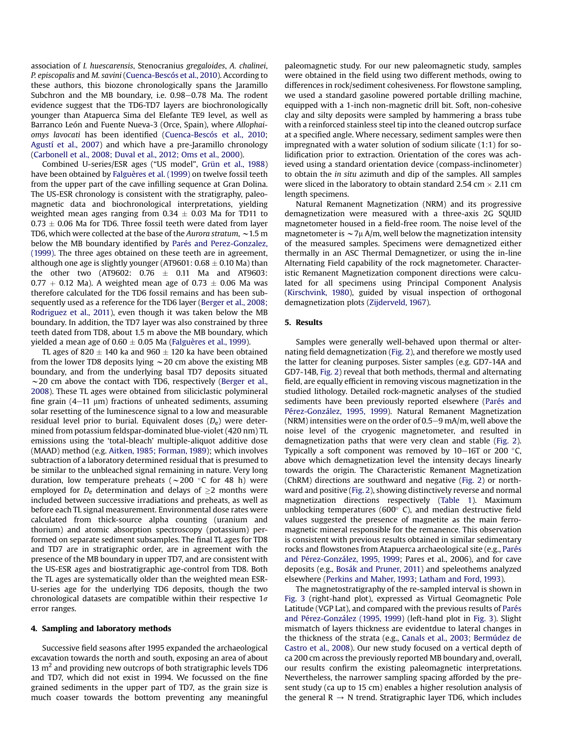association of *I. huescarensis*, Stenocranius *gregaloides*, *A. chalinei*, *P. episcopalis* and *M. savini* (Cuenca-Bescós et al., 2010). According to these authors, this biozone chronologically spans the Jaramillo Subchron and the MB boundary, i.e. 0.98–0.78 Ma. The rodent evidence suggest that the TD6-TD7 layers are biochronologically younger than Atapuerca Sima del Elefante TE9 level, as well as Barranco León and Fuente Nueva-3 (Orce, Spain), where *Allophaiomys lavocati* has been identified (Cuenca-Bescós et al., 2010; Agustí et al., 2007) and which have a pre-Jaramillo chronology (Carbonell et al., 2008; Duval et al., 2012; Oms et al., 2000).

Combined U-series/ESR ages ("US model", Grün et al., 1988) have been obtained by Falguères et al. (1999) on twelve fossil teeth from the upper part of the cave infilling sequence at Gran Dolina. The US-ESR chronology is consistent with the stratigraphy, paleomagnetic data and biochronological interpretations, yielding weighted mean ages ranging from 0.34 ± 0.03 Ma for TD11 to 0.73 ± 0.06 Ma for TD6. Three fossil teeth were dated from layer TD6, which were collected at the base of the *Aurora stratum*, ~1.5 m below the MB boundary identified by Parés and Perez-Gonzalez, (1999). The three ages obtained on these teeth are in agreement, although one age is slightly younger (AT9601: 0.68 ± 0.10 Ma) than the other two (AT9602: 0.76 ± 0.11 Ma and AT9603: 0.77 + 0.12 Ma). A weighted mean age of 0.73 ± 0.06 Ma was therefore calculated for the TD6 fossil remains and has been subsequently used as a reference for the TD6 layer (Berger et al., 2008; Rodriguez et al., 2011), even though it was taken below the MB boundary. In addition, the TD7 layer was also constrained by three teeth dated from TD8, about 1.5 m above the MB boundary, which yielded a mean age of 0.60 ± 0.05 Ma (Falguères et al., 1999).

TL ages of 820 ± 140 ka and 960 ± 120 ka have been obtained from the lower TD8 deposits lying ~20 cm above the existing MB boundary, and from the underlying basal TD7 deposits situated ~20 cm above the contact with TD6, respectively (Berger et al., 2008). These TL ages were obtained from siliciclastic polymineral fine grain (4–11 μm) fractions of unheated sediments, assuming solar resetting of the luminescence signal to a low and measurable residual level prior to burial. Equivalent doses ($D_e$) were determined from potassium feldspar-dominated blue-violet (420 nm) TL emissions using the 'total-bleach' multiple-aliquot additive dose (MAAD) method (e.g. Aitken, 1985; Forman, 1989); which involves subtraction of a laboratory determined residual that is presumed to be similar to the unbleached signal remaining in nature. Very long duration, low temperature preheats (~200 °C for 48 h) were employed for $D_e$ determination and delays of ≥2 months were included between successive irradiations and preheats, as well as before each TL signal measurement. Environmental dose rates were calculated from thick-source alpha counting (uranium and thorium) and atomic absorption spectroscopy (potassium) performed on separate sediment subsamples. The final TL ages for TD8 and TD7 are in stratigraphic order, are in agreement with the presence of the MB boundary in upper TD7, and are consistent with the US-ESR ages and biostratigraphic age-control from TD8. Both the TL ages are systematically older than the weighted mean ESR-U-series age for the underlying TD6 deposits, though the two chronological datasets are compatible within their respective 1$\sigma$ error ranges.

## 4. Sampling and laboratory methods

Successive field seasons after 1995 expanded the archaeological excavation towards the north and south, exposing an area of about 13 m$^2$ and providing new outcrops of both stratigraphic levels TD6 and TD7, which did not exist in 1994. We focussed on the fine grained sediments in the upper part of TD7, as the grain size is much coaser towards the bottom preventing any meaningful paleomagnetic study. For our new paleomagnetic study, samples were obtained in the field using two different methods, owing to differences in rock/sediment cohesiveness. For flowstone sampling, we used a standard gasoline powered portable drilling machine, equipped with a 1-inch non-magnetic drill bit. Soft, non-cohesive clay and silty deposits were sampled by hammering a brass tube with a reinforced stainless steel tip into the cleaned outcrop surface at a specified angle. Where necessary, sediment samples were then impregnated with a water solution of sodium silicate (1:1) for solidification prior to extraction. Orientation of the cores was achieved using a standard orientation device (compass-inclinometer) to obtain the *in situ* azimuth and dip of the samples. All samples were sliced in the laboratory to obtain standard 2.54 cm × 2.11 cm length specimens.

Natural Remanent Magnetization (NRM) and its progressive demagnetization were measured with a three-axis 2G SQUID magnetometer housed in a field-free room. The noise level of the magnetometer is ~7μ A/m, well below the magnetization intensity of the measured samples. Specimens were demagnetized either thermally in an ASC Thermal Demagnetizer, or using the in-line Alternating Field capability of the rock magnetometer. Characteristic Remanent Magnetization component directions were calculated for all specimens using Principal Component Analysis (Kirschvink, 1980), guided by visual inspection of orthogonal demagnetization plots (Zijderveld, 1967).

## 5. Results

Samples were generally well-behaved upon thermal or alternating field demagnetization (Fig. 2), and therefore we mostly used the latter for cleaning purposes. Sister samples (e.g. GD7-14A and GD7-14B, Fig. 2) reveal that both methods, thermal and alternating field, are equally efficient in removing viscous magnetization in the studied lithology. Detailed rock-magnetic analyses of the studied sediments have been previously reported elsewhere (Parés and Pérez-González, 1995, 1999). Natural Remanent Magnetization (NRM) intensities were on the order of 0.5–9 mA/m, well above the noise level of the cryogenic magnetometer, and resulted in demagnetization paths that were very clean and stable (Fig. 2). Typically a soft component was removed by 10–16T or 200 °C, above which demagnetization level the intensity decays linearly towards the origin. The Characteristic Remanent Magnetization (ChRM) directions are southward and negative (Fig. 2) or northward and positive (Fig. 2), showing distinctively reverse and normal magnetization directions respectively (Table 1). Maximum unblocking temperatures (600° C), and median destructive field values suggested the presence of magnetite as the main ferromagnetic mineral responsible for the remanence. This observation is consistent with previous results obtained in similar sedimentary rocks and flowstones from Atapuerca archaeological site (e.g., Parés and Pérez-González, 1995, 1999; Pares et al., 2006), and for cave deposits (e.g., Bosák and Pruner, 2011) and speleothems analyzed elsewhere (Perkins and Maher, 1993; Latham and Ford, 1993).

The magnetostratigraphy of the re-sampled interval is shown in Fig. 3 (right-hand plot), expressed as Virtual Geomagnetic Pole Latitude (VGP Lat), and compared with the previous results of Parés and Pérez-González (1995, 1999) (left-hand plot in Fig. 3). Slight mismatch of layers thickness are evidentdue to lateral changes in the thickness of the strata (e.g., Canals et al., 2003; Bermúdez de Castro et al., 2008). Our new study focused on a vertical depth of ca 200 cm across the previously reported MB boundary and, overall, our results confirm the existing paleomagnetic interpretations. Nevertheless, the narrower sampling spacing afforded by the present study (ca up to 15 cm) enables a higher resolution analysis of the general R → N trend. Stratigraphic layer TD6, which includes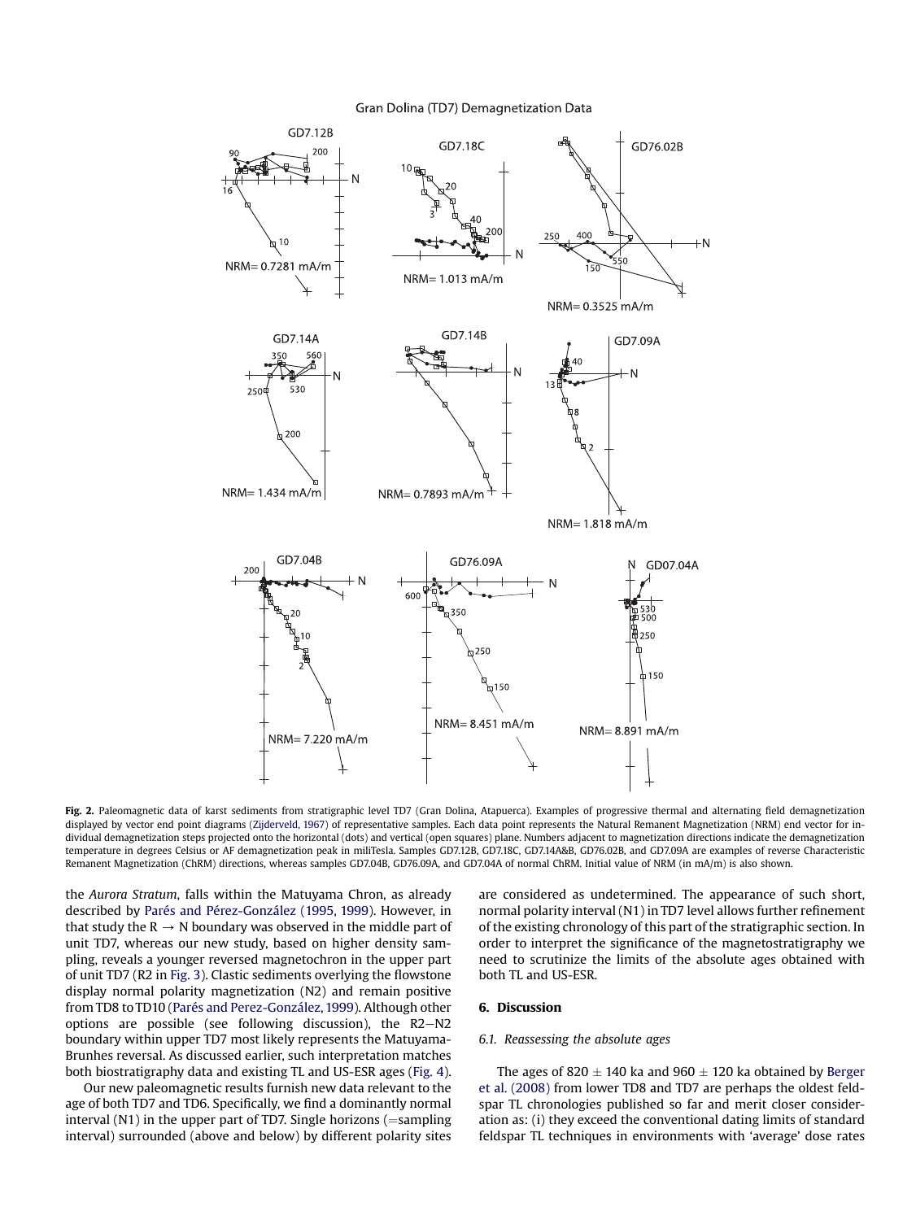Fig. 2. Paleomagnetic data of karst sediments from stratigraphic level TD7 (Gran Dolina, Atapuerca). Examples of progressive thermal and alternating field demagnetization displayed by vector end point diagrams (Zijderveld, 1967) of representative samples. Each data point represents the Natural Remanent Magnetization (NRM) end vector for individual demagnetization steps projected onto the horizontal (dots) and vertical (open squares) plane. Numbers adjacent to magnetization directions indicate the demagnetization temperature in degrees Celsius or AF demagnetization peak in miliTesla. Samples GD7.12B, GD7.18C, GD7.14A&B, GD76.02B, and GD7.09A are examples of reverse Characteristic Remanent Magnetization (ChRM) directions, whereas samples GD7.04B, GD76.09A, and GD7.04A of normal ChRM. Initial value of NRM (in mA/m) is also shown.

the *Aurora Stratum*, falls within the Matuyama Chron, as already described by Parés and Pérez-González (1995, 1999). However, in that study the R → N boundary was observed in the middle part of unit TD7, whereas our new study, based on higher density sampling, reveals a younger reversed magnetochron in the upper part of unit TD7 (R2 in Fig. 3). Clastic sediments overlying the flowstone display normal polarity magnetization (N2) and remain positive from TD8 to TD10 (Parés and Perez-González, 1999). Although other options are possible (see following discussion), the R2–N2 boundary within upper TD7 most likely represents the Matuyama-Brunhes reversal. As discussed earlier, such interpretation matches both biostratigraphy data and existing TL and US-ESR ages (Fig. 4).

Our new paleomagnetic results furnish new data relevant to the age of both TD7 and TD6. Specifically, we find a dominantly normal interval (N1) in the upper part of TD7. Single horizons (=sampling interval) surrounded (above and below) by different polarity sites are considered as undetermined. The appearance of such short, normal polarity interval (N1) in TD7 level allows further refinement of the existing chronology of this part of the stratigraphic section. In order to interpret the significance of the magnetostratigraphy we need to scrutinize the limits of the absolute ages obtained with both TL and US-ESR.

## 6. Discussion

### 6.1. Reassessing the absolute ages

The ages of $820 \pm 140$ ka and $960 \pm 120$ ka obtained by Berger et al. (2008) from lower TD8 and TD7 are perhaps the oldest feldspar TL chronologies published so far and merit closer consideration as: (i) they exceed the conventional dating limits of standard feldspar TL techniques in environments with 'average' dose rates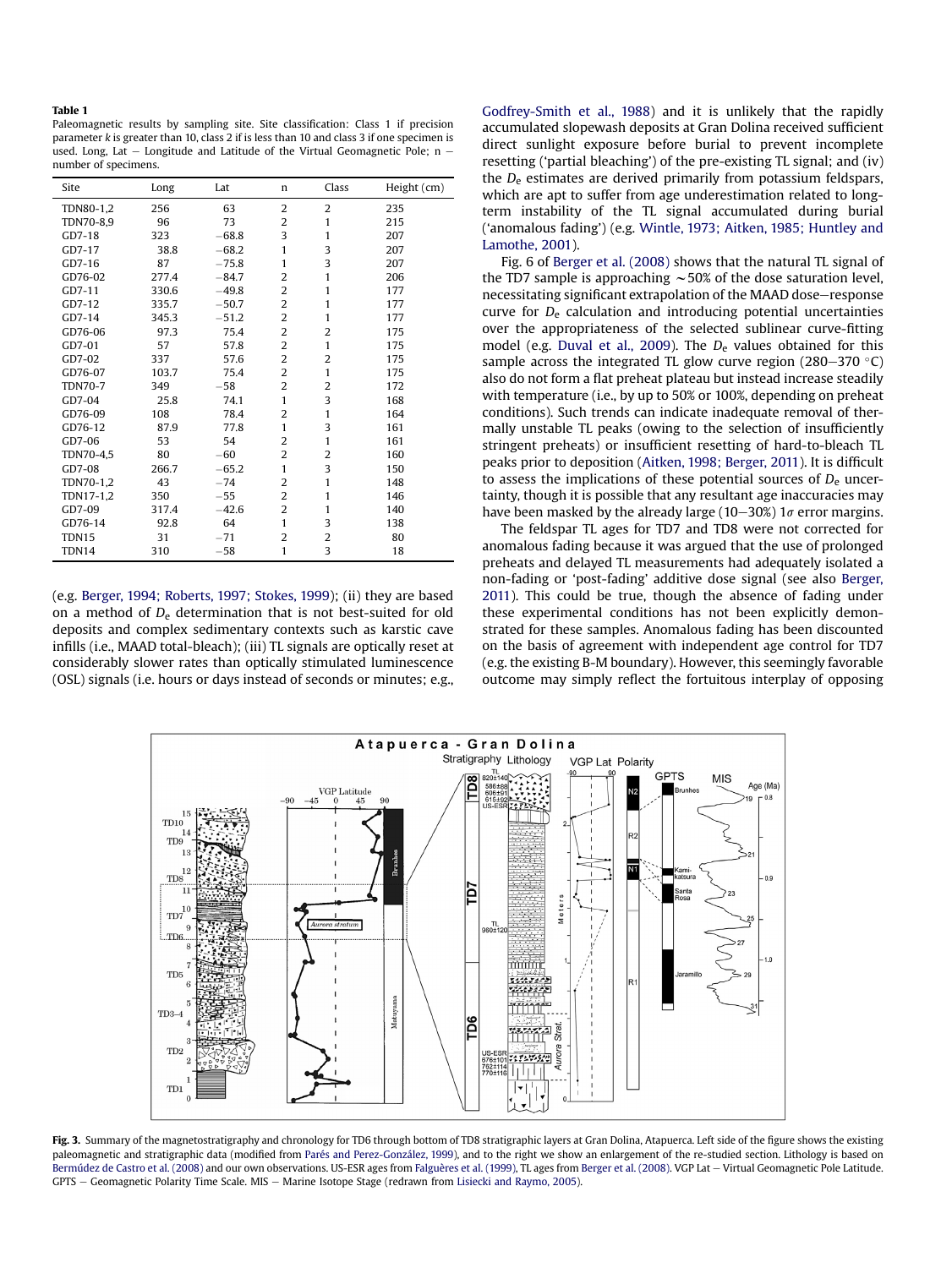**Table 1**
Paleomagnetic results by sampling site. Site classification: Class 1 if precision parameter *k* is greater than 10, class 2 if is less than 10 and class 3 if one specimen is used. Long, Lat – Longitude and Latitude of the Virtual Geomagnetic Pole; n – number of specimens.

| Site | Long | Lat | n | Class | Height (cm) |
|---|---|---|---|---|---|
| TDN80-1,2 | 256 | 63 | 2 | 2 | 235 |
| TDN70-8,9 | 96 | 73 | 2 | 1 | 215 |
| GD7-18 | 323 | −68.8 | 3 | 1 | 207 |
| GD7-17 | 38.8 | −68.2 | 1 | 3 | 207 |
| GD7-16 | 87 | −75.8 | 1 | 3 | 207 |
| GD76-02 | 277.4 | −84.7 | 2 | 1 | 206 |
| GD7-11 | 330.6 | −49.8 | 2 | 1 | 177 |
| GD7-12 | 335.7 | −50.7 | 2 | 1 | 177 |
| GD7-14 | 345.3 | −51.2 | 2 | 1 | 177 |
| GD76-06 | 97.3 | 75.4 | 2 | 2 | 175 |
| GD7-01 | 57 | 57.8 | 2 | 1 | 175 |
| GD7-02 | 337 | 57.6 | 2 | 2 | 175 |
| GD76-07 | 103.7 | 75.4 | 2 | 1 | 175 |
| TDN70-7 | 349 | −58 | 2 | 2 | 172 |
| GD7-04 | 25.8 | 74.1 | 1 | 3 | 168 |
| GD76-09 | 108 | 78.4 | 2 | 1 | 164 |
| GD76-12 | 87.9 | 77.8 | 1 | 3 | 161 |
| GD7-06 | 53 | 54 | 2 | 1 | 161 |
| TDN70-4,5 | 80 | −60 | 2 | 2 | 160 |
| GD7-08 | 266.7 | −65.2 | 1 | 3 | 150 |
| TDN70-1,2 | 43 | −74 | 2 | 1 | 148 |
| TDN17-1,2 | 350 | −55 | 2 | 1 | 146 |
| GD7-09 | 317.4 | −42.6 | 2 | 1 | 140 |
| GD76-14 | 92.8 | 64 | 1 | 3 | 138 |
| TDN15 | 31 | −71 | 2 | 2 | 80 |
| TDN14 | 310 | −58 | 1 | 3 | 18 |

(e.g. Berger, 1994; Roberts, 1997; Stokes, 1999); (ii) they are based on a method of $D_e$ determination that is not best-suited for old deposits and complex sedimentary contexts such as karstic cave infills (i.e., MAAD total-bleach); (iii) TL signals are optically reset at considerably slower rates than optically stimulated luminescence (OSL) signals (i.e. hours or days instead of seconds or minutes; e.g., Godfrey-Smith et al., 1988) and it is unlikely that the rapidly accumulated slopewash deposits at Gran Dolina received sufficient direct sunlight exposure before burial to prevent incomplete resetting ('partial bleaching') of the pre-existing TL signal; and (iv) the $D_e$ estimates are derived primarily from potassium feldspars, which are apt to suffer from age underestimation related to long-term instability of the TL signal accumulated during burial ('anomalous fading') (e.g. Wintle, 1973; Aitken, 1985; Huntley and Lamothe, 2001).

Fig. 6 of Berger et al. (2008) shows that the natural TL signal of the TD7 sample is approaching ~50% of the dose saturation level, necessitating significant extrapolation of the MAAD dose–response curve for $D_e$ calculation and introducing potential uncertainties over the appropriateness of the selected sublinear curve-fitting model (e.g. Duval et al., 2009). The $D_e$ values obtained for this sample across the integrated TL glow curve region (280–370 °C) also do not form a flat preheat plateau but instead increase steadily with temperature (i.e., by up to 50% or 100%, depending on preheat conditions). Such trends can indicate inadequate removal of thermally unstable TL peaks (owing to the selection of insufficiently stringent preheats) or insufficient resetting of hard-to-bleach TL peaks prior to deposition (Aitken, 1998; Berger, 2011). It is difficult to assess the implications of these potential sources of $D_e$ uncertainty, though it is possible that any resultant age inaccuracies may have been masked by the already large (10–30%) 1σ error margins.

The feldspar TL ages for TD7 and TD8 were not corrected for anomalous fading because it was argued that the use of prolonged preheats and delayed TL measurements had adequately isolated a non-fading or 'post-fading' additive dose signal (see also Berger, 2011). This could be true, though the absence of fading under these experimental conditions has not been explicitly demonstrated for these samples. Anomalous fading has been discounted on the basis of agreement with independent age control for TD7 (e.g. the existing B-M boundary). However, this seemingly favorable outcome may simply reflect the fortuitous interplay of opposing

**Fig. 3.** Summary of the magnetostratigraphy and chronology for TD6 through bottom of TD8 stratigraphic layers at Gran Dolina, Atapuerca. Left side of the figure shows the existing paleomagnetic and stratigraphic data (modified from Parés and Perez-González, 1999), and to the right we show an enlargement of the re-studied section. Lithology is based on Bermúdez de Castro et al. (2008) and our own observations. US-ESR ages from Falguères et al. (1999), TL ages from Berger et al. (2008). VGP Lat – Virtual Geomagnetic Pole Latitude. GPTS – Geomagnetic Polarity Time Scale. MIS – Marine Isotope Stage (redrawn from Lisiecki and Raymo, 2005).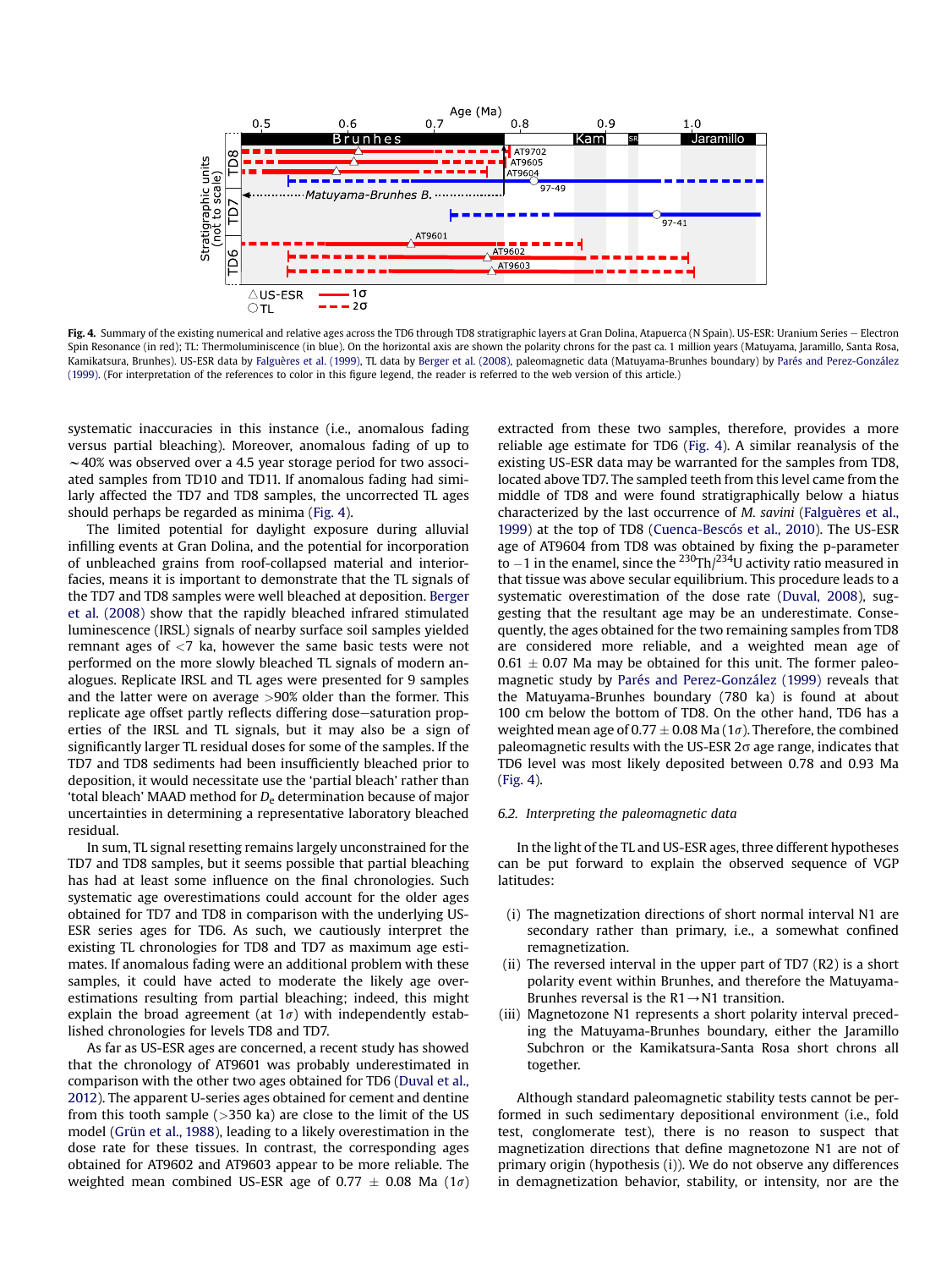**Fig. 4.** Summary of the existing numerical and relative ages across the TD6 through TD8 stratigraphic layers at Gran Dolina, Atapuerca (N Spain). US-ESR: Uranium Series – Electron Spin Resonance (in red); TL: Thermoluminiscence (in blue). On the horizontal axis are shown the polarity chrons for the past ca. 1 million years (Matuyama, Jaramillo, Santa Rosa, Kamikatsura, Brunhes). US-ESR data by Falguères et al. (1999), TL data by Berger et al. (2008), paleomagnetic data (Matuyama-Brunhes boundary) by Parés and Perez-González (1999). (For interpretation of the references to color in this figure legend, the reader is referred to the web version of this article.)

systematic inaccuracies in this instance (i.e., anomalous fading versus partial bleaching). Moreover, anomalous fading of up to ~40% was observed over a 4.5 year storage period for two associated samples from TD10 and TD11. If anomalous fading had similarly affected the TD7 and TD8 samples, the uncorrected TL ages should perhaps be regarded as minima (Fig. 4).

The limited potential for daylight exposure during alluvial infilling events at Gran Dolina, and the potential for incorporation of unbleached grains from roof-collapsed material and interior-facies, means it is important to demonstrate that the TL signals of the TD7 and TD8 samples were well bleached at deposition. Berger et al. (2008) show that the rapidly bleached infrared stimulated luminescence (IRSL) signals of nearby surface soil samples yielded remnant ages of <7 ka, however the same basic tests were not performed on the more slowly bleached TL signals of modern analogues. Replicate IRSL and TL ages were presented for 9 samples and the latter were on average >90% older than the former. This replicate age offset partly reflects differing dose–saturation properties of the IRSL and TL signals, but it may also be a sign of significantly larger TL residual doses for some of the samples. If the TD7 and TD8 sediments had been insufficiently bleached prior to deposition, it would necessitate use the 'partial bleach' rather than 'total bleach' MAAD method for $D_e$ determination because of major uncertainties in determining a representative laboratory bleached residual.

In sum, TL signal resetting remains largely unconstrained for the TD7 and TD8 samples, but it seems possible that partial bleaching has had at least some influence on the final chronologies. Such systematic age overestimations could account for the older ages obtained for TD7 and TD8 in comparison with the underlying US-ESR series ages for TD6. As such, we cautiously interpret the existing TL chronologies for TD8 and TD7 as maximum age estimates. If anomalous fading were an additional problem with these samples, it could have acted to moderate the likely age overestimations resulting from partial bleaching; indeed, this might explain the broad agreement (at 1σ) with independently established chronologies for levels TD8 and TD7.

As far as US-ESR ages are concerned, a recent study has showed that the chronology of AT9601 was probably underestimated in comparison with the other two ages obtained for TD6 (Duval et al., 2012). The apparent U-series ages obtained for cement and dentine from this tooth sample (>350 ka) are close to the limit of the US model (Grün et al., 1988), leading to a likely overestimation in the dose rate for these tissues. In contrast, the corresponding ages obtained for AT9602 and AT9603 appear to be more reliable. The weighted mean combined US-ESR age of 0.77 ± 0.08 Ma (1σ) extracted from these two samples, therefore, provides a more reliable age estimate for TD6 (Fig. 4). A similar reanalysis of the existing US-ESR data may be warranted for the samples from TD8, located above TD7. The sampled teeth from this level came from the middle of TD8 and were found stratigraphically below a hiatus characterized by the last occurrence of *M. savini* (Falguères et al., 1999) at the top of TD8 (Cuenca-Bescós et al., 2010). The US-ESR age of AT9604 from TD8 was obtained by fixing the p-parameter to −1 in the enamel, since the $^{230}Th/^{234}U$ activity ratio measured in that tissue was above secular equilibrium. This procedure leads to a systematic overestimation of the dose rate (Duval, 2008), suggesting that the resultant age may be an underestimate. Consequently, the ages obtained for the two remaining samples from TD8 are considered more reliable, and a weighted mean age of 0.61 ± 0.07 Ma may be obtained for this unit. The former paleomagnetic study by Parés and Perez-González (1999) reveals that the Matuyama-Brunhes boundary (780 ka) is found at about 100 cm below the bottom of TD8. On the other hand, TD6 has a weighted mean age of 0.77 ± 0.08 Ma (1σ). Therefore, the combined paleomagnetic results with the US-ESR 2σ age range, indicates that TD6 level was most likely deposited between 0.78 and 0.93 Ma (Fig. 4).

### 6.2. Interpreting the paleomagnetic data

In the light of the TL and US-ESR ages, three different hypotheses can be put forward to explain the observed sequence of VGP latitudes:

(i) The magnetization directions of short normal interval N1 are secondary rather than primary, i.e., a somewhat confined remagnetization.
(ii) The reversed interval in the upper part of TD7 (R2) is a short polarity event within Brunhes, and therefore the Matuyama-Brunhes reversal is the R1→N1 transition.
(iii) Magnetozone N1 represents a short polarity interval preceding the Matuyama-Brunhes boundary, either the Jaramillo Subchron or the Kamikatsura-Santa Rosa short chrons all together.

Although standard paleomagnetic stability tests cannot be performed in such sedimentary depositional environment (i.e., fold test, conglomerate test), there is no reason to suspect that magnetization directions that define magnetozone N1 are not of primary origin (hypothesis (i)). We do not observe any differences in demagnetization behavior, stability, or intensity, nor are the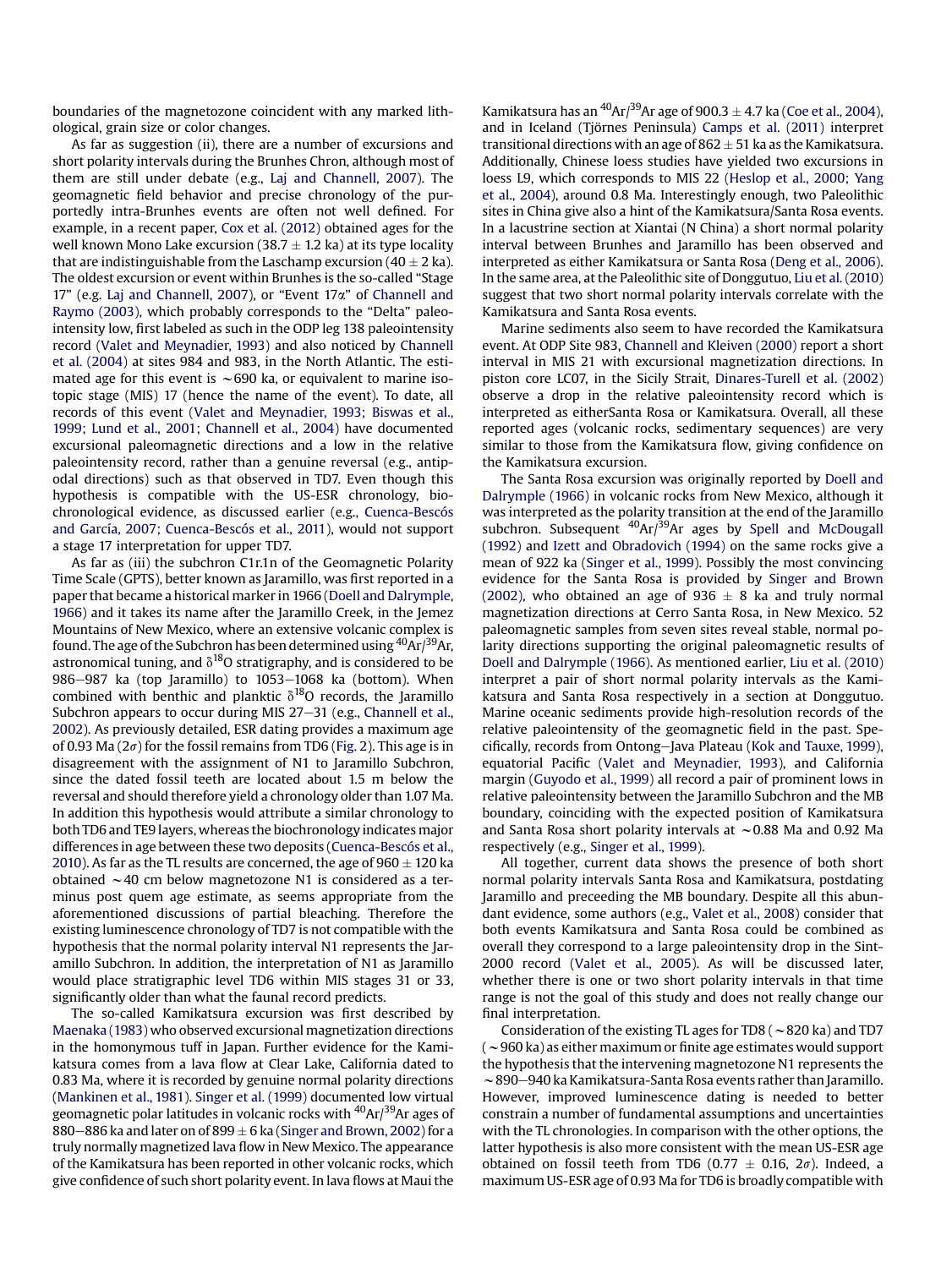boundaries of the magnetozone coincident with any marked lithological, grain size or color changes.

As far as suggestion (ii), there are a number of excursions and short polarity intervals during the Brunhes Chron, although most of them are still under debate (e.g., Laj and Channell, 2007). The geomagnetic field behavior and precise chronology of the purportedly intra-Brunhes events are often not well defined. For example, in a recent paper, Cox et al. (2012) obtained ages for the well known Mono Lake excursion (38.7 ± 1.2 ka) at its type locality that are indistinguishable from the Laschamp excursion (40 ± 2 ka). The oldest excursion or event within Brunhes is the so-called "Stage 17" (e.g. Laj and Channell, 2007), or "Event 17α" of Channell and Raymo (2003), which probably corresponds to the "Delta" paleointensity low, first labeled as such in the ODP leg 138 paleointensity record (Valet and Meynadier, 1993) and also noticed by Channell et al. (2004) at sites 984 and 983, in the North Atlantic. The estimated age for this event is ~690 ka, or equivalent to marine isotopic stage (MIS) 17 (hence the name of the event). To date, all records of this event (Valet and Meynadier, 1993; Biswas et al., 1999; Lund et al., 2001; Channell et al., 2004) have documented excursional paleomagnetic directions and a low in the relative paleointensity record, rather than a genuine reversal (e.g., antipodal directions) such as that observed in TD7. Even though this hypothesis is compatible with the US-ESR chronology, biochronological evidence, as discussed earlier (e.g., Cuenca-Bescós and García, 2007; Cuenca-Bescós et al., 2011), would not support a stage 17 interpretation for upper TD7.

As far as (iii) the subchron C1r.1n of the Geomagnetic Polarity Time Scale (GPTS), better known as Jaramillo, was first reported in a paper that became a historical marker in 1966 (Doell and Dalrymple, 1966) and it takes its name after the Jaramillo Creek, in the Jemez Mountains of New Mexico, where an extensive volcanic complex is found. The age of the Subchron has been determined using $^{40}Ar/^{39}Ar$, astronomical tuning, and $\delta^{18}O$ stratigraphy, and is considered to be 986–987 ka (top Jaramillo) to 1053–1068 ka (bottom). When combined with benthic and planktic $\delta^{18}O$ records, the Jaramillo Subchron appears to occur during MIS 27–31 (e.g., Channell et al., 2002). As previously detailed, ESR dating provides a maximum age of 0.93 Ma ($2\sigma$) for the fossil remains from TD6 (Fig. 2). This age is in disagreement with the assignment of N1 to Jaramillo Subchron, since the dated fossil teeth are located about 1.5 m below the reversal and should therefore yield a chronology older than 1.07 Ma. In addition this hypothesis would attribute a similar chronology to both TD6 and TE9 layers, whereas the biochronology indicates major differences in age between these two deposits (Cuenca-Bescós et al., 2010). As far as the TL results are concerned, the age of 960 ± 120 ka obtained ~40 cm below magnetozone N1 is considered as a terminus post quem age estimate, as seems appropriate from the aforementioned discussions of partial bleaching. Therefore the existing luminescence chronology of TD7 is not compatible with the hypothesis that the normal polarity interval N1 represents the Jaramillo Subchron. In addition, the interpretation of N1 as Jaramillo would place stratigraphic level TD6 within MIS stages 31 or 33, significantly older than what the faunal record predicts.

The so-called Kamikatsura excursion was first described by Maenaka (1983) who observed excursional magnetization directions in the homonymous tuff in Japan. Further evidence for the Kamikatsura comes from a lava flow at Clear Lake, California dated to 0.83 Ma, where it is recorded by genuine normal polarity directions (Mankinen et al., 1981). Singer et al. (1999) documented low virtual geomagnetic polar latitudes in volcanic rocks with $^{40}Ar/^{39}Ar$ ages of 880–886 ka and later on of 899 ± 6 ka (Singer and Brown, 2002) for a truly normally magnetized lava flow in New Mexico. The appearance of the Kamikatsura has been reported in other volcanic rocks, which give confidence of such short polarity event. In lava flows at Maui the Kamikatsura has an $^{40}Ar/^{39}Ar$ age of 900.3 ± 4.7 ka (Coe et al., 2004), and in Iceland (Tjörnes Peninsula) Camps et al. (2011) interpret transitional directions with an age of 862 ± 51 ka as the Kamikatsura. Additionally, Chinese loess studies have yielded two excursions in loess L9, which corresponds to MIS 22 (Heslop et al., 2000; Yang et al., 2004), around 0.8 Ma. Interestingly enough, two Paleolithic sites in China give also a hint of the Kamikatsura/Santa Rosa events. In a lacustrine section at Xiantai (N China) a short normal polarity interval between Brunhes and Jaramillo has been observed and interpreted as either Kamikatsura or Santa Rosa (Deng et al., 2006). In the same area, at the Paleolithic site of Donggutuo, Liu et al. (2010) suggest that two short normal polarity intervals correlate with the Kamikatsura and Santa Rosa events.

Marine sediments also seem to have recorded the Kamikatsura event. At ODP Site 983, Channell and Kleiven (2000) report a short interval in MIS 21 with excursional magnetization directions. In piston core LC07, in the Sicily Strait, Dinares-Turell et al. (2002) observe a drop in the relative paleointensity record which is interpreted as eitherSanta Rosa or Kamikatsura. Overall, all these reported ages (volcanic rocks, sedimentary sequences) are very similar to those from the Kamikatsura flow, giving confidence on the Kamikatsura excursion.

The Santa Rosa excursion was originally reported by Doell and Dalrymple (1966) in volcanic rocks from New Mexico, although it was interpreted as the polarity transition at the end of the Jaramillo subchron. Subsequent $^{40}Ar/^{39}Ar$ ages by Spell and McDougall (1992) and Izett and Obradovich (1994) on the same rocks give a mean of 922 ka (Singer et al., 1999). Possibly the most convincing evidence for the Santa Rosa is provided by Singer and Brown (2002), who obtained an age of 936 ± 8 ka and truly normal magnetization directions at Cerro Santa Rosa, in New Mexico. 52 paleomagnetic samples from seven sites reveal stable, normal polarity directions supporting the original paleomagnetic results of Doell and Dalrymple (1966). As mentioned earlier, Liu et al. (2010) interpret a pair of short normal polarity intervals as the Kamikatsura and Santa Rosa respectively in a section at Donggutuo. Marine oceanic sediments provide high-resolution records of the relative paleointensity of the geomagnetic field in the past. Specifically, records from Ontong–Java Plateau (Kok and Tauxe, 1999), equatorial Pacific (Valet and Meynadier, 1993), and California margin (Guyodo et al., 1999) all record a pair of prominent lows in relative paleointensity between the Jaramillo Subchron and the MB boundary, coinciding with the expected position of Kamikatsura and Santa Rosa short polarity intervals at ~0.88 Ma and 0.92 Ma respectively (e.g., Singer et al., 1999).

All together, current data shows the presence of both short normal polarity intervals Santa Rosa and Kamikatsura, postdating Jaramillo and preceeding the MB boundary. Despite all this abundant evidence, some authors (e.g., Valet et al., 2008) consider that both events Kamikatsura and Santa Rosa could be combined as overall they correspond to a large paleointensity drop in the Sint-2000 record (Valet et al., 2005). As will be discussed later, whether there is one or two short polarity intervals in that time range is not the goal of this study and does not really change our final interpretation.

Consideration of the existing TL ages for TD8 (~820 ka) and TD7 (~960 ka) as either maximum or finite age estimates would support the hypothesis that the intervening magnetozone N1 represents the ~890–940 ka Kamikatsura-Santa Rosa events rather than Jaramillo. However, improved luminescence dating is needed to better constrain a number of fundamental assumptions and uncertainties with the TL chronologies. In comparison with the other options, the latter hypothesis is also more consistent with the mean US-ESR age obtained on fossil teeth from TD6 (0.77 ± 0.16, $2\sigma$). Indeed, a maximum US-ESR age of 0.93 Ma for TD6 is broadly compatible with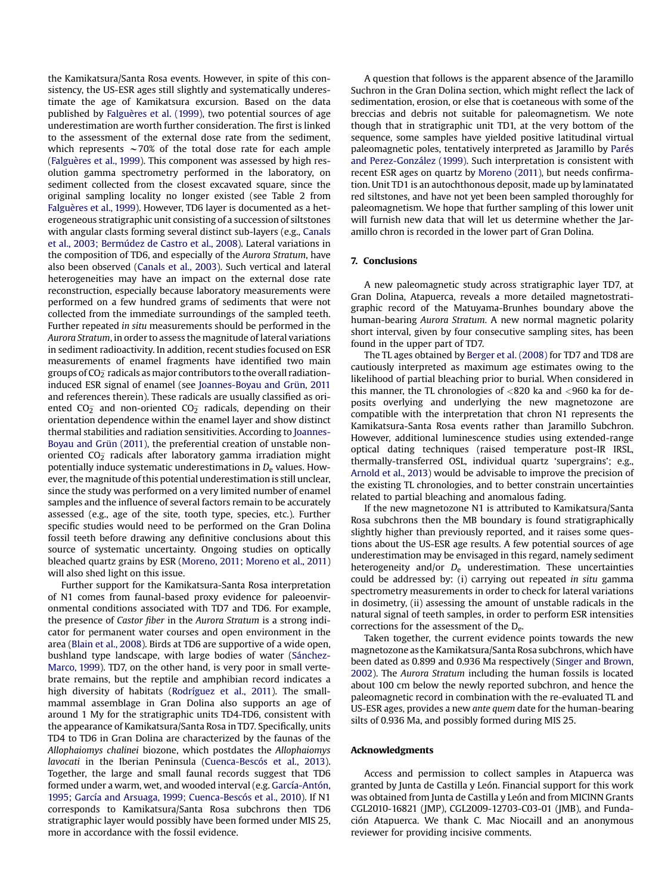the Kamikatsura/Santa Rosa events. However, in spite of this consistency, the US-ESR ages still slightly and systematically underestimate the age of Kamikatsura excursion. Based on the data published by Falguères et al. (1999), two potential sources of age underestimation are worth further consideration. The first is linked to the assessment of the external dose rate from the sediment, which represents ∼70% of the total dose rate for each ample (Falguères et al., 1999). This component was assessed by high resolution gamma spectrometry performed in the laboratory, on sediment collected from the closest excavated square, since the original sampling locality no longer existed (see Table 2 from Falguères et al., 1999). However, TD6 layer is documented as a heterogeneous stratigraphic unit consisting of a succession of siltstones with angular clasts forming several distinct sub-layers (e.g., Canals et al., 2003; Bermúdez de Castro et al., 2008). Lateral variations in the composition of TD6, and especially of the *Aurora Stratum*, have also been observed (Canals et al., 2003). Such vertical and lateral heterogeneities may have an impact on the external dose rate reconstruction, especially because laboratory measurements were performed on a few hundred grams of sediments that were not collected from the immediate surroundings of the sampled teeth. Further repeated *in situ* measurements should be performed in the *Aurora Stratum*, in order to assess the magnitude of lateral variations in sediment radioactivity. In addition, recent studies focused on ESR measurements of enamel fragments have identified two main groups of $CO_2^-$ radicals as major contributors to the overall radiation-induced ESR signal of enamel (see Joannes-Boyau and Grün, 2011 and references therein). These radicals are usually classified as oriented $CO_2^-$ and non-oriented $CO_2^-$ radicals, depending on their orientation dependence within the enamel layer and show distinct thermal stabilities and radiation sensitivities. According to Joannes-Boyau and Grün (2011), the preferential creation of unstable non-oriented $CO_2^-$ radicals after laboratory gamma irradiation might potentially induce systematic underestimations in $D_e$ values. However, the magnitude of this potential underestimation is still unclear, since the study was performed on a very limited number of enamel samples and the influence of several factors remain to be accurately assessed (e.g., age of the site, tooth type, species, etc.). Further specific studies would need to be performed on the Gran Dolina fossil teeth before drawing any definitive conclusions about this source of systematic uncertainty. Ongoing studies on optically bleached quartz grains by ESR (Moreno, 2011; Moreno et al., 2011) will also shed light on this issue.

Further support for the Kamikatsura-Santa Rosa interpretation of N1 comes from faunal-based proxy evidence for paleoenvironmental conditions associated with TD7 and TD6. For example, the presence of *Castor fiber* in the *Aurora Stratum* is a strong indicator for permanent water courses and open environment in the area (Blain et al., 2008). Birds at TD6 are supportive of a wide open, bushland type landscape, with large bodies of water (Sánchez-Marco, 1999). TD7, on the other hand, is very poor in small vertebrate remains, but the reptile and amphibian record indicates a high diversity of habitats (Rodríguez et al., 2011). The small-mammal assemblage in Gran Dolina also supports an age of around 1 My for the stratigraphic units TD4-TD6, consistent with the appearance of Kamikatsura/Santa Rosa in TD7. Specifically, units TD4 to TD6 in Gran Dolina are characterized by the faunas of the *Allophaiomys chalinei* biozone, which postdates the *Allophaiomys lavocati* in the Iberian Peninsula (Cuenca-Bescós et al., 2013). Together, the large and small faunal records suggest that TD6 formed under a warm, wet, and wooded interval (e.g. García-Antón, 1995; García and Arsuaga, 1999; Cuenca-Bescós et al., 2010). If N1 corresponds to Kamikatsura/Santa Rosa subchrons then TD6 stratigraphic layer would possibly have been formed under MIS 25, more in accordance with the fossil evidence.

A question that follows is the apparent absence of the Jaramillo Suchron in the Gran Dolina section, which might reflect the lack of sedimentation, erosion, or else that is coetaneous with some of the breccias and debris not suitable for paleomagnetism. We note though that in stratigraphic unit TD1, at the very bottom of the sequence, some samples have yielded positive latitudinal virtual paleomagnetic poles, tentatively interpreted as Jaramillo by Parés and Perez-González (1999). Such interpretation is consistent with recent ESR ages on quartz by Moreno (2011), but needs confirmation. Unit TD1 is an autochthonous deposit, made up by laminatated red siltstones, and have not yet been been sampled thoroughly for paleomagnetism. We hope that further sampling of this lower unit will furnish new data that will let us determine whether the Jaramillo chron is recorded in the lower part of Gran Dolina.

## 7. Conclusions

A new paleomagnetic study across stratigraphic layer TD7, at Gran Dolina, Atapuerca, reveals a more detailed magnetostratigraphic record of the Matuyama-Brunhes boundary above the human-bearing *Aurora Stratum*. A new normal magnetic polarity short interval, given by four consecutive sampling sites, has been found in the upper part of TD7.

The TL ages obtained by Berger et al. (2008) for TD7 and TD8 are cautiously interpreted as maximum age estimates owing to the likelihood of partial bleaching prior to burial. When considered in this manner, the TL chronologies of <820 ka and <960 ka for deposits overlying and underlying the new magnetozone are compatible with the interpretation that chron N1 represents the Kamikatsura-Santa Rosa events rather than Jaramillo Subchron. However, additional luminescence studies using extended-range optical dating techniques (raised temperature post-IR IRSL, thermally-transferred OSL, individual quartz 'supergrains'; e.g., Arnold et al., 2013) would be advisable to improve the precision of the existing TL chronologies, and to better constrain uncertainties related to partial bleaching and anomalous fading.

If the new magnetozone N1 is attributed to Kamikatsura/Santa Rosa subchrons then the MB boundary is found stratigraphically slightly higher than previously reported, and it raises some questions about the US-ESR age results. A few potential sources of age underestimation may be envisaged in this regard, namely sediment heterogeneity and/or $D_e$ underestimation. These uncertainties could be addressed by: (i) carrying out repeated *in situ* gamma spectrometry measurements in order to check for lateral variations in dosimetry, (ii) assessing the amount of unstable radicals in the natural signal of teeth samples, in order to perform ESR intensities corrections for the assessment of the $D_e$.

Taken together, the current evidence points towards the new magnetozone as the Kamikatsura/Santa Rosa subchrons, which have been dated as 0.899 and 0.936 Ma respectively (Singer and Brown, 2002). The *Aurora Stratum* including the human fossils is located about 100 cm below the newly reported subchron, and hence the paleomagnetic record in combination with the re-evaluated TL and US-ESR ages, provides a new *ante quem* date for the human-bearing silts of 0.936 Ma, and possibly formed during MIS 25.

## Acknowledgments

Access and permission to collect samples in Atapuerca was granted by Junta de Castilla y León. Financial support for this work was obtained from Junta de Castilla y León and from MICINN Grants CGL2010-16821 (JMP), CGL2009-12703-C03-01 (JMB), and Fundación Atapuerca. We thank C. Mac Niocaill and an anonymous reviewer for providing incisive comments.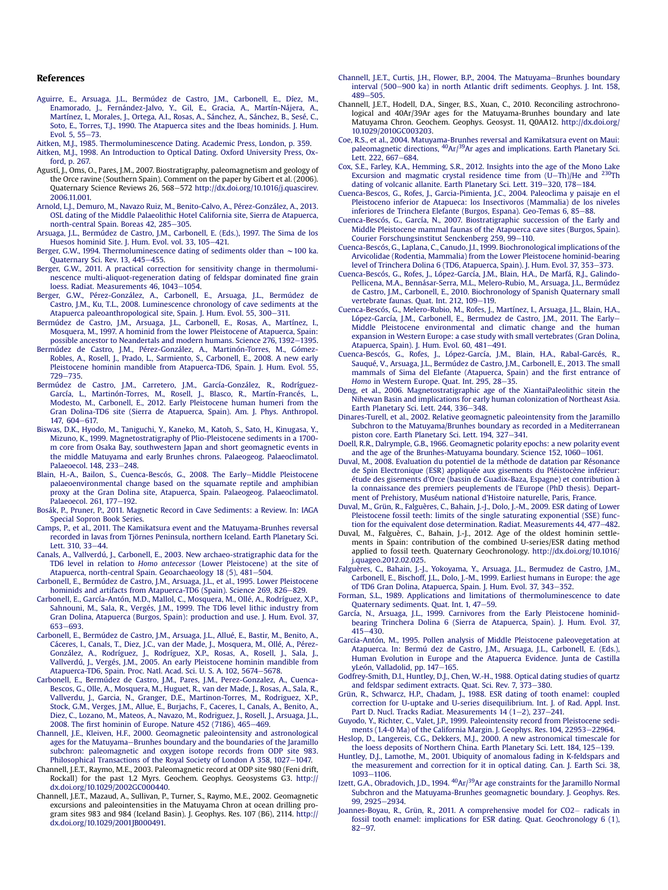## References

Aguirre, E., Arsuaga, J.L., Bermúdez de Castro, J.M., Carbonell, E., Díez, M., Enamorado, J., Fernández-Jalvo, Y., Gil, E., Gracia, A., Martín-Nájera, A., Martínez, I., Morales, J., Ortega, A.I., Rosas, A., Sánchez, A., Sánchez, B., Sesé, C., Soto, E., Torres, T.J., 1990. The Atapuerca sites and the Ibeas hominids. J. Hum. Evol. 5, 55–73.

Aitken, M.J., 1985. Thermoluminescence Dating. Academic Press, London, p. 359.

Aitken, M.J., 1998. An Introduction to Optical Dating. Oxford University Press, Oxford, p. 267.

Agustí, J., Oms, O., Pares, J.M., 2007. Biostratigraphy, paleomagnetism and geology of the Orce ravine (Southern Spain). Comment on the paper by Gibert et al. (2006). Quaternary Science Reviews 26, 568–572 http://dx.doi.org/10.1016/j.quascirev.2006.11.001.

Arnold, L.J., Demuro, M., Navazo Ruiz, M., Benito-Calvo, A., Pérez-González, A., 2013. OSL dating of the Middle Palaeolithic Hotel California site, Sierra de Atapuerca, north-central Spain. Boreas 42, 285–305.

Arsuaga, J.L., Bermúdez de Castro, J.M., Carbonell, E. (Eds.), 1997. The Sima de los Huesos hominid Site. J. Hum. Evol. vol. 33, 105–421.

Berger, G.W., 1994. Thermoluminescence dating of sediments older than ∼100 ka. Quaternary Sci. Rev. 13, 445–455.

Berger, G.W., 2011. A practical correction for sensitivity change in thermoluminescence multi-aliquot-regeneration dating of feldspar dominated fine grain loess. Radiat. Measurements 46, 1043–1054.

Berger, G.W., Pérez-González, A., Carbonell, E., Arsuaga, J.L., Bermúdez de Castro, J.M., Ku, T.L., 2008. Luminescence chronology of cave sediments at the Atapuerca paleoanthropological site, Spain. J. Hum. Evol. 55, 300–311.

Bermúdez de Castro, J.M., Arsuaga, J.L., Carbonell, E., Rosas, A., Martínez, I., Mosquera, M., 1997. A hominid from the lower Pleistocene of Atapuerca, Spain: possible ancestor to Neandertals and modern humans. Science 276, 1392–1395.

Bermúdez de Castro, J.M., Pérez-González, A., Martinón-Torres, M., Gómez-Robles, A., Rosell, J., Prado, L., Sarmiento, S., Carbonell, E., 2008. A new early Pleistocene hominin mandible from Atapuerca-TD6, Spain. J. Hum. Evol. 55, 729–735.

Bermúdez de Castro, J.M., Carretero, J.M., García-González, R., Rodríguez-García, L., Martinón-Torres, M., Rosell, J., Blasco, R., Martín-Francés, L., Modesto, M., Carbonell, E., 2012. Early Pleistocene human humeri from the Gran Dolina-TD6 site (Sierra de Atapuerca, Spain). Am. J. Phys. Anthropol. 147, 604–617.

Biswas, D.K., Hyodo, M., Taniguchi, Y., Kaneko, M., Katoh, S., Sato, H., Kinugasa, Y., Mizuno, K., 1999. Magnetostratigraphy of Plio-Pleistocene sediments in a 1700-m core from Osaka Bay, southwestern Japan and short geomagnetic events in the middle Matuyama and early Brunhes chrons. Palaeogeog. Palaeoclimatol. Palaeoecol. 148, 233–248.

Blain, H.-A., Bailon, S., Cuenca-Bescós, G., 2008. The Early–Middle Pleistocene palaeoenvironmental change based on the squamate reptile and amphibian proxy at the Gran Dolina site, Atapuerca, Spain. Palaeogeog. Palaeoclimatol. Palaeoecol. 261, 177–192.

Bosák, P., Pruner, P., 2011. Magnetic Record in Cave Sediments: a Review. In: IAGA Special Sopron Book Series.

Camps, P., et al., 2011. The Kamikatsura event and the Matuyama-Brunhes reversal recorded in lavas from Tjörnes Peninsula, northern Iceland. Earth Planetary Sci. Lett. 310, 33–44.

Canals, A., Vallverdú, J., Carbonell, E., 2003. New archaeo-stratigraphic data for the TD6 level in relation to *Homo antecessor* (Lower Pleistocene) at the site of Atapuerca, north-central Spain. Geoarchaeology 18 (5), 481–504.

Carbonell, E., Bermúdez de Castro, J.M., Arsuaga, J.L., et al., 1995. Lower Pleistocene hominids and artifacts from Atapuerca-TD6 (Spain). Science 269, 826–829.

Carbonell, E., García-Antón, M.D., Mallol, C., Mosquera, M., Ollé, A., Rodríguez, X.P., Sahnouni, M., Sala, R., Vergés, J.M., 1999. The TD6 level lithic industry from Gran Dolina, Atapuerca (Burgos, Spain): production and use. J. Hum. Evol. 37, 653–693.

Carbonell, E., Bermúdez de Castro, J.M., Arsuaga, J.L., Allué, E., Bastir, M., Benito, A., Cáceres, I., Canals, T., Diez, J.C., van der Made, J., Mosquera, M., Ollé, A., Pérez-González, A., Rodríguez, J., Rodríguez, X.P., Rosas, A., Rosell, J., Sala, J., Vallverdú, J., Vergés, J.M., 2005. An early Pleistocene hominin mandible from Atapuerca-TD6, Spain. Proc. Natl. Acad. Sci. U. S. A. 102, 5674–5678.

Carbonell, E., Bermúdez de Castro, J.M., Pares, J.M., Perez-Gonzalez, A., Cuenca-Bescos, G., Olle, A., Mosquera, M., Huguet, R., van der Made, J., Rosas, A., Sala, R., Vallverdu, J., Garcia, N., Granger, D.E., Martinon-Torres, M., Rodriguez, X.P., Stock, G.M., Verges, J.M., Allue, E., Burjachs, F., Caceres, I., Canals, A., Benito, A., Diez, C., Lozano, M., Mateos, A., Navazo, M., Rodriguez, J., Rosell, J., Arsuaga, J.L., 2008. The first hominin of Europe. Nature 452 (7186), 465–469.

Channell, J.E., Kleiven, H.F., 2000. Geomagnetic paleointensity and astronological ages for the Matuyama–Brunhes boundary and the boundaries of the Jaramillo subchron: paleomagnetic and oxygen isotope records from ODP site 983. Philosophical Transactions of the Royal Society of London A 358, 1027–1047.

Channell, J.E.T., Raymo, M.E., 2003. Paleomagnetic record at ODP site 980 (Feni drift, Rockall) for the past 1.2 Myrs. Geochem. Geophys. Geosystems G3. http://dx.doi.org/10.1029/2002GC000440.

Channell, J.E.T., Mazaud, A., Sullivan, P., Turner, S., Raymo, M.E., 2002. Geomagnetic excursions and paleointensities in the Matuyama Chron at ocean drilling program sites 983 and 984 (Iceland Basin). J. Geophys. Res. 107 (B6), 2114. http://dx.doi.org/10.1029/2001JB000491.

Channell, J.E.T., Curtis, J.H., Flower, B.P., 2004. The Matuyama–Brunhes boundary interval (500–900 ka) in north Atlantic drift sediments. Geophys. J. Int. 158, 489–505.

Channell, J.E.T., Hodell, D.A., Singer, B.S., Xuan, C., 2010. Reconciling astrochronological and 40Ar/39Ar ages for the Matuyama-Brunhes boundary and late Matuyama Chron. Geochem. Geophys. Geosyst. 11, Q0AA12. http://dx.doi.org/10.1029/2010GC003203.

Coe, R.S., et al., 2004. Matuyama-Brunhes reversal and Kamikatsura event on Maui: paleomagnetic directions, $^{40}$Ar/$^{39}$Ar ages and implications. Earth Planetary Sci. Lett. 222, 667–684.

Cox, S.E., Farley, K.A., Hemming, S.R., 2012. Insights into the age of the Mono Lake Excursion and magmatic crystal residence time from (U–Th)/He and $^{230}$Th dating of volcanic allanite. Earth Planetary Sci. Lett. 319–320, 178–184.

Cuenca-Bescos, G., Rofes, J., Garcia-Pimienta, J.C., 2004. Paleoclima y paisaje en el Pleistoceno inferior de Atapuerca: los Insectivoros (Mammalia) de los niveles inferiores de Trinchera Elefante (Burgos, Espana). Geo-Temas 6, 85–88.

Cuenca-Bescós, G., García, N., 2007. Biostratigraphic succession of the Early and Middle Pleistocene mammal faunas of the Atapuerca cave sites (Burgos, Spain). Courier Forschungsinstitut Senckenberg 259, 99–110.

Cuenca-Bescós, G., Laplana, C., Canudo, J.I., 1999. Biochronological implications of the Arvicolidae (Rodentia, Mammalia) from the Lower Pleistocene hominid-bearing level of Trinchera Dolina 6 (TD6, Atapuerca, Spain). J. Hum. Evol. 37, 353–373.

Cuenca-Bescós, G., Rofes, J., López-García, J.M., Blain, H.A., De Marfá, R.J., Galindo-Pellicena, M.A., Bennásar-Serra, M.L., Melero-Rubio, M., Arsuaga, J.L., Bermúdez de Castro, J.M., Carbonell, E., 2010. Biochronology of Spanish Quaternary small vertebrate faunas. Quat. Int. 212, 109–119.

Cuenca-Bescós, G., Melero-Rubio, M., Rofes, J., Martínez, I., Arsuaga, J.L., Blain, H.A., López-García, J.M., Carbonell, E., Bermudez de Castro, J.M., 2011. The Early–Middle Pleistocene environmental and climatic change and the human expansion in Western Europe: a case study with small vertebrates (Gran Dolina, Atapuerca, Spain). J. Hum. Evol. 60, 481–491.

Cuenca-Bescós, G., Rofes, J., López-García, J.M., Blain, H.A., Rabal-Garcés, R., Sauqué, V., Arsuaga, J.L., Bermúdez de Castro, J.M., Carbonell, E., 2013. The small mammals of Sima del Elefante (Atapuerca, Spain) and the first entrance of *Homo* in Western Europe. Quat. Int. 295, 28–35.

Deng, et al., 2006. Magnetostratigraphic age of the XiantaiPaleolithic sitein the Nihewan Basin and implications for early human colonization of Northeast Asia. Earth Planetary Sci. Lett. 244, 336–348.

Dinares-Turell, et al., 2002. Relative geomagnetic paleointensity from the Jaramillo Subchron to the Matuyama/Brunhes boundary as recorded in a Mediterranean piston core. Earth Planetary Sci. Lett. 194, 327–341.

Doell, R.R., Dalrymple, G.B., 1966. Geomagnetic polarity epochs: a new polarity event and the age of the Brunhes-Matuyama boundary. Science 152, 1060–1061.

Duval, M., 2008. Evaluation du potentiel de la méthode de datation par Résonance de Spin Electronique (ESR) appliquée aux gisements du Pléistocène inférieur: étude des gisements d'Orce (bassin de Guadix-Baza, Espagne) et contribution à la connaissance des premiers peuplements de l'Europe (PhD thesis). Department of Prehistory, Muséum national d'Histoire naturelle, Paris, France.

Duval, M., Grün, R., Falguères, C., Bahain, J.-J., Dolo, J.-M., 2009. ESR dating of Lower Pleistocene fossil teeth: limits of the single saturating exponential (SSE) function for the equivalent dose determination. Radiat. Measurements 44, 477–482.

Duval, M., Falguères, C., Bahain, J.-J., 2012. Age of the oldest hominin settlements in Spain: contribution of the combined U-series/ESR dating method applied to fossil teeth. Quaternary Geochronology. http://dx.doi.org/10.1016/j.quageo.2012.02.025.

Falguères, C., Bahain, J.-J., Yokoyama, Y., Arsuaga, J.L., Bermudez de Castro, J.M., Carbonell, E., Bischoff, J.L., Dolo, J.-M., 1999. Earliest humans in Europe: the age of TD6 Gran Dolina, Atapuerca, Spain. J. Hum. Evol. 37, 343–352.

Forman, S.L., 1989. Applications and limitations of thermoluminescence to date Quaternary sediments. Quat. Int. 1, 47–59.

García, N., Arsuaga, J.L., 1999. Carnivores from the Early Pleistocene hominid-bearing Trinchera Dolina 6 (Sierra de Atapuerca, Spain). J. Hum. Evol. 37, 415–430.

García-Antón, M., 1995. Pollen analysis of Middle Pleistocene paleovegetation at Atapuerca. In: Bermú dez de Castro, J.M., Arsuaga, J.L., Carbonell, E. (Eds.), Human Evolution in Europe and the Atapuerca Evidence. Junta de Castilla yLeón, Valladolid, pp. 147–165.

Godfrey-Smith, D.I., Huntley, D.J., Chen, W.-H., 1988. Optical dating studies of quartz and feldspar sediment extracts. Quat. Sci. Rev. 7, 373–380.

Grün, R., Schwarcz, H.P., Chadam, J., 1988. ESR dating of tooth enamel: coupled correction for U-uptake and U-series disequilibrium. Int. J. of Rad. Appl. Inst. Part D. Nucl. Tracks Radiat. Measurements 14 (1–2), 237–241.

Guyodo, Y., Richter, C., Valet, J.P., 1999. Paleointensity record from Pleistocene sediments (1.4-0 Ma) of the California Margin. J. Geophys. Res. 104, 22953–22964.

Heslop, D., Langereis, C.G., Dekkers, M.J., 2000. A new astronomical timescale for the loess deposits of Northern China. Earth Planetary Sci. Lett. 184, 125–139.

Huntley, D.J., Lamothe, M., 2001. Ubiquity of anomalous fading in K-feldspars and the measurement and correction for it in optical dating. Can. J. Earth Sci. 38, 1093–1106.

Izett, G.A., Obradovich, J.D., 1994. $^{40}$Ar/$^{39}$Ar age constraints for the Jaramillo Normal Subchron and the Matuyama-Brunhes geomagnetic boundary. J. Geophys. Res. 99, 2925–2934.

Joannes-Boyau, R., Grün, R., 2011. A comprehensive model for CO2− radicals in fossil tooth enamel: implications for ESR dating. Quat. Geochronology 6 (1), 82–97.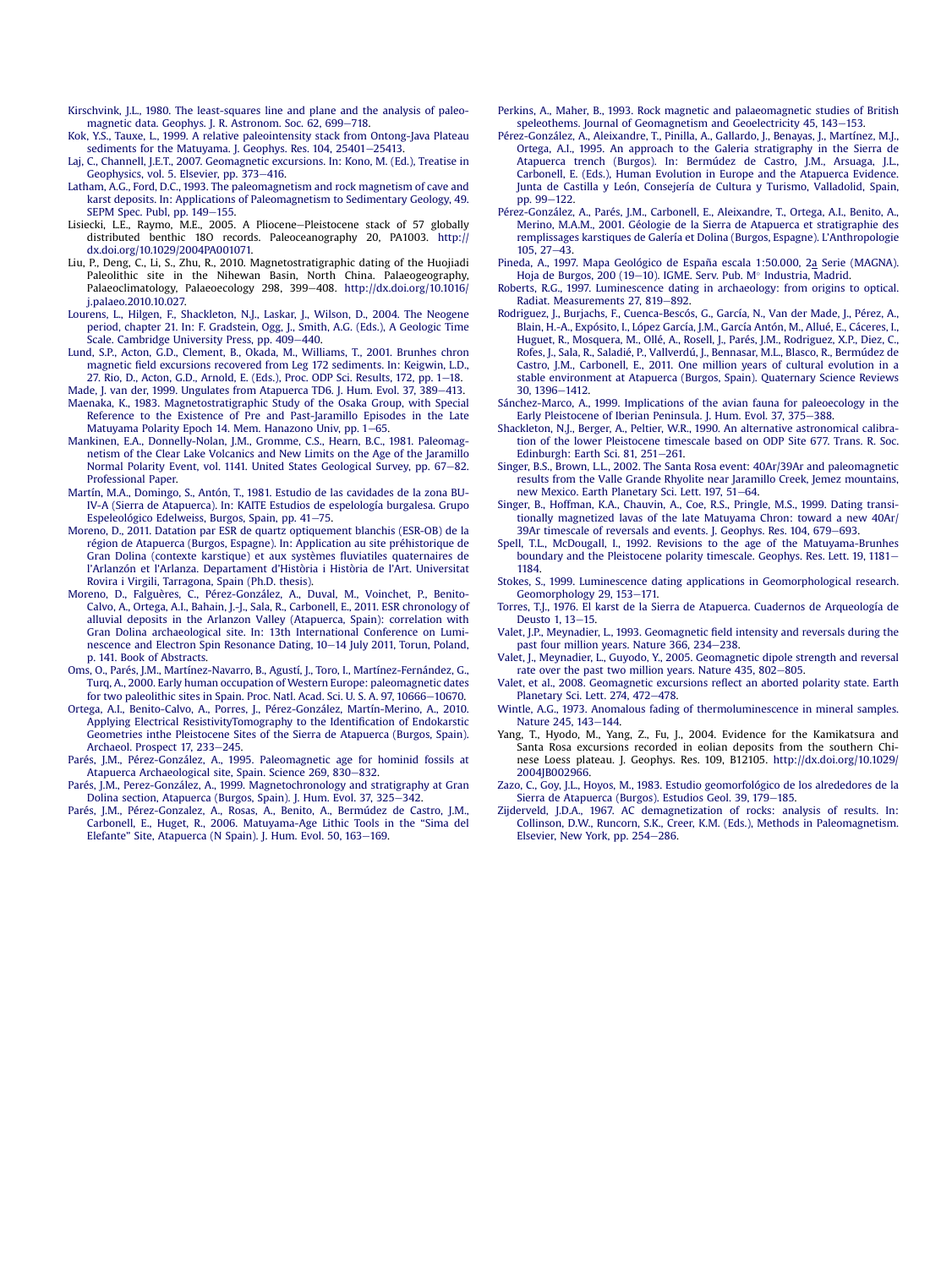Kirschvink, J.L., 1980. The least-squares line and plane and the analysis of paleomagnetic data. Geophys. J. R. Astronom. Soc. 62, 699–718.

Kok, Y.S., Tauxe, L., 1999. A relative paleointensity stack from Ontong-Java Plateau sediments for the Matuyama. J. Geophys. Res. 104, 25401–25413.

Laj, C., Channell, J.E.T., 2007. Geomagnetic excursions. In: Kono, M. (Ed.), Treatise in Geophysics, vol. 5. Elsevier, pp. 373–416.

Latham, A.G., Ford, D.C., 1993. The paleomagnetism and rock magnetism of cave and karst deposits. In: Applications of Paleomagnetism to Sedimentary Geology, 49. SEPM Spec. Publ, pp. 149–155.

Lisiecki, L.E., Raymo, M.E., 2005. A Pliocene–Pleistocene stack of 57 globally distributed benthic 18O records. Paleoceanography 20, PA1003. http://dx.doi.org/10.1029/2004PA001071.

Liu, P., Deng, C., Li, S., Zhu, R., 2010. Magnetostratigraphic dating of the Huojiadi Paleolithic site in the Nihewan Basin, North China. Palaeogeography, Palaeoclimatology, Palaeoecology 298, 399–408. http://dx.doi.org/10.1016/j.palaeo.2010.10.027.

Lourens, L., Hilgen, F., Shackleton, N.J., Laskar, J., Wilson, D., 2004. The Neogene period, chapter 21. In: F. Gradstein, Ogg, J., Smith, A.G. (Eds.), A Geologic Time Scale. Cambridge University Press, pp. 409–440.

Lund, S.P., Acton, G.D., Clement, B., Okada, M., Williams, T., 2001. Brunhes chron magnetic field excursions recovered from Leg 172 sediments. In: Keigwin, L.D., 27. Rio, D., Acton, G.D., Arnold, E. (Eds.), Proc. ODP Sci. Results, 172, pp. 1–18.

Made, J. van der, 1999. Ungulates from Atapuerca TD6. J. Hum. Evol. 37, 389–413.

Maenaka, K., 1983. Magnetostratigraphic Study of the Osaka Group, with Special Reference to the Existence of Pre and Past-Jaramillo Episodes in the Late Matuyama Polarity Epoch 14. Mem. Hanazono Univ, pp. 1–65.

Mankinen, E.A., Donnelly-Nolan, J.M., Gromme, C.S., Hearn, B.C., 1981. Paleomagnetism of the Clear Lake Volcanics and New Limits on the Age of the Jaramillo Normal Polarity Event, vol. 1141. United States Geological Survey, pp. 67–82. Professional Paper.

Martín, M.A., Domingo, S., Antón, T., 1981. Estudio de las cavidades de la zona BU-IV-A (Sierra de Atapuerca). In: KAITE Estudios de espelología burgalesa. Grupo Espeleológico Edelweiss, Burgos, Spain, pp. 41–75.

Moreno, D., 2011. Datation par ESR de quartz optiquement blanchis (ESR-OB) de la région de Atapuerca (Burgos, Espagne). In: Application au site préhistorique de Gran Dolina (contexte karstique) et aux systèmes fluviatiles quaternaires de l'Arlanzón et l'Arlanza. Departament d'Història i Història de l'Art. Universitat Rovira i Virgili, Tarragona, Spain (Ph.D. thesis).

Moreno, D., Falguères, C., Pérez-González, A., Duval, M., Voinchet, P., Benito-Calvo, A., Ortega, A.I., Bahain, J.-J., Sala, R., Carbonell, E., 2011. ESR chronology of alluvial deposits in the Arlanzon Valley (Atapuerca, Spain): correlation with Gran Dolina archaeological site. In: 13th International Conference on Luminescence and Electron Spin Resonance Dating, 10–14 July 2011, Torun, Poland, p. 141. Book of Abstracts.

Oms, O., Parés, J.M., Martínez-Navarro, B., Agustí, J., Toro, I., Martínez-Fernández, G., Turq, A., 2000. Early human occupation of Western Europe: paleomagnetic dates for two paleolithic sites in Spain. Proc. Natl. Acad. Sci. U. S. A. 97, 10666–10670.

Ortega, A.I., Benito-Calvo, A., Porres, J., Pérez-González, Martín-Merino, A., 2010. Applying Electrical ResistivityTomography to the Identification of Endokarstic Geometries inthe Pleistocene Sites of the Sierra de Atapuerca (Burgos, Spain). Archaeol. Prospect 17, 233–245.

Parés, J.M., Pérez-González, A., 1995. Paleomagnetic age for hominid fossils at Atapuerca Archaeological site, Spain. Science 269, 830–832.

Parés, J.M., Perez-González, A., 1999. Magnetochronology and stratigraphy at Gran Dolina section, Atapuerca (Burgos, Spain). J. Hum. Evol. 37, 325–342.

Parés, J.M., Pérez-Gonzalez, A., Rosas, A., Benito, A., Bermúdez de Castro, J.M., Carbonell, E., Huget, R., 2006. Matuyama-Age Lithic Tools in the "Sima del Elefante" Site, Atapuerca (N Spain). J. Hum. Evol. 50, 163–169.

Perkins, A., Maher, B., 1993. Rock magnetic and palaeomagnetic studies of British speleothems. Journal of Geomagnetism and Geoelectricity 45, 143–153.

Pérez-González, A., Aleixandre, T., Pinilla, A., Gallardo, J., Benayas, J., Martínez, M.J., Ortega, A.I., 1995. An approach to the Galeria stratigraphy in the Sierra de Atapuerca trench (Burgos). In: Bermúdez de Castro, J.M., Arsuaga, J.L., Carbonell, E. (Eds.), Human Evolution in Europe and the Atapuerca Evidence. Junta de Castilla y León, Consejería de Cultura y Turismo, Valladolid, Spain, pp. 99–122.

Pérez-González, A., Parés, J.M., Carbonell, E., Aleixandre, T., Ortega, A.I., Benito, A., Merino, M.A.M., 2001. Géologie de la Sierra de Atapuerca et stratigraphie des remplissages karstiques de Galería et Dolina (Burgos, Espagne). L'Anthropologie 105, 27–43.

Pineda, A., 1997. Mapa Geológico de España escala 1:50.000, 2a Serie (MAGNA). Hoja de Burgos, 200 (19–10). IGME. Serv. Pub. M° Industria, Madrid.

Roberts, R.G., 1997. Luminescence dating in archaeology: from origins to optical. Radiat. Measurements 27, 819–892.

Rodriguez, J., Burjachs, F., Cuenca-Bescós, G., García, N., Van der Made, J., Pérez, A., Blain, H.-A., Expósito, I., López García, J.M., García Antón, M., Allué, E., Cáceres, I., Huguet, R., Mosquera, M., Ollé, A., Rosell, J., Parés, J.M., Rodriguez, X.P., Diez, C., Rofes, J., Sala, R., Saladié, P., Vallverdú, J., Bennasar, M.L., Blasco, R., Bermúdez de Castro, J.M., Carbonell, E., 2011. One million years of cultural evolution in a stable environment at Atapuerca (Burgos, Spain). Quaternary Science Reviews 30, 1396–1412.

Sánchez-Marco, A., 1999. Implications of the avian fauna for paleoecology in the Early Pleistocene of Iberian Peninsula. J. Hum. Evol. 37, 375–388.

Shackleton, N.J., Berger, A., Peltier, W.R., 1990. An alternative astronomical calibration of the lower Pleistocene timescale based on ODP Site 677. Trans. R. Soc. Edinburgh: Earth Sci. 81, 251–261.

Singer, B.S., Brown, L.L., 2002. The Santa Rosa event: 40Ar/39Ar and paleomagnetic results from the Valle Grande Rhyolite near Jaramillo Creek, Jemez mountains, new Mexico. Earth Planetary Sci. Lett. 197, 51–64.

Singer, B., Hoffman, K.A., Chauvin, A., Coe, R.S., Pringle, M.S., 1999. Dating transitionally magnetized lavas of the late Matuyama Chron: toward a new 40Ar/39Ar timescale of reversals and events. J. Geophys. Res. 104, 679–693.

Spell, T.L., McDougall, I., 1992. Revisions to the age of the Matuyama-Brunhes boundary and the Pleistocene polarity timescale. Geophys. Res. Lett. 19, 1181–1184.

Stokes, S., 1999. Luminescence dating applications in Geomorphological research. Geomorphology 29, 153–171.

Torres, T.J., 1976. El karst de la Sierra de Atapuerca. Cuadernos de Arqueología de Deusto 1, 13–15.

Valet, J.P., Meynadier, L., 1993. Geomagnetic field intensity and reversals during the past four million years. Nature 366, 234–238.

Valet, J., Meynadier, L., Guyodo, Y., 2005. Geomagnetic dipole strength and reversal rate over the past two million years. Nature 435, 802–805.

Valet, et al., 2008. Geomagnetic excursions reflect an aborted polarity state. Earth Planetary Sci. Lett. 274, 472–478.

Wintle, A.G., 1973. Anomalous fading of thermoluminescence in mineral samples. Nature 245, 143–144.

Yang, T., Hyodo, M., Yang, Z., Fu, J., 2004. Evidence for the Kamikatsura and Santa Rosa excursions recorded in eolian deposits from the southern Chinese Loess plateau. J. Geophys. Res. 109, B12105. http://dx.doi.org/10.1029/2004JB002966.

Zazo, C., Goy, J.L., Hoyos, M., 1983. Estudio geomorfológico de los alrededores de la Sierra de Atapuerca (Burgos). Estudios Geol. 39, 179–185.

Zijderveld, J.D.A., 1967. AC demagnetization of rocks: analysis of results. In: Collinson, D.W., Runcorn, S.K., Creer, K.M. (Eds.), Methods in Paleomagnetism. Elsevier, New York, pp. 254–286.